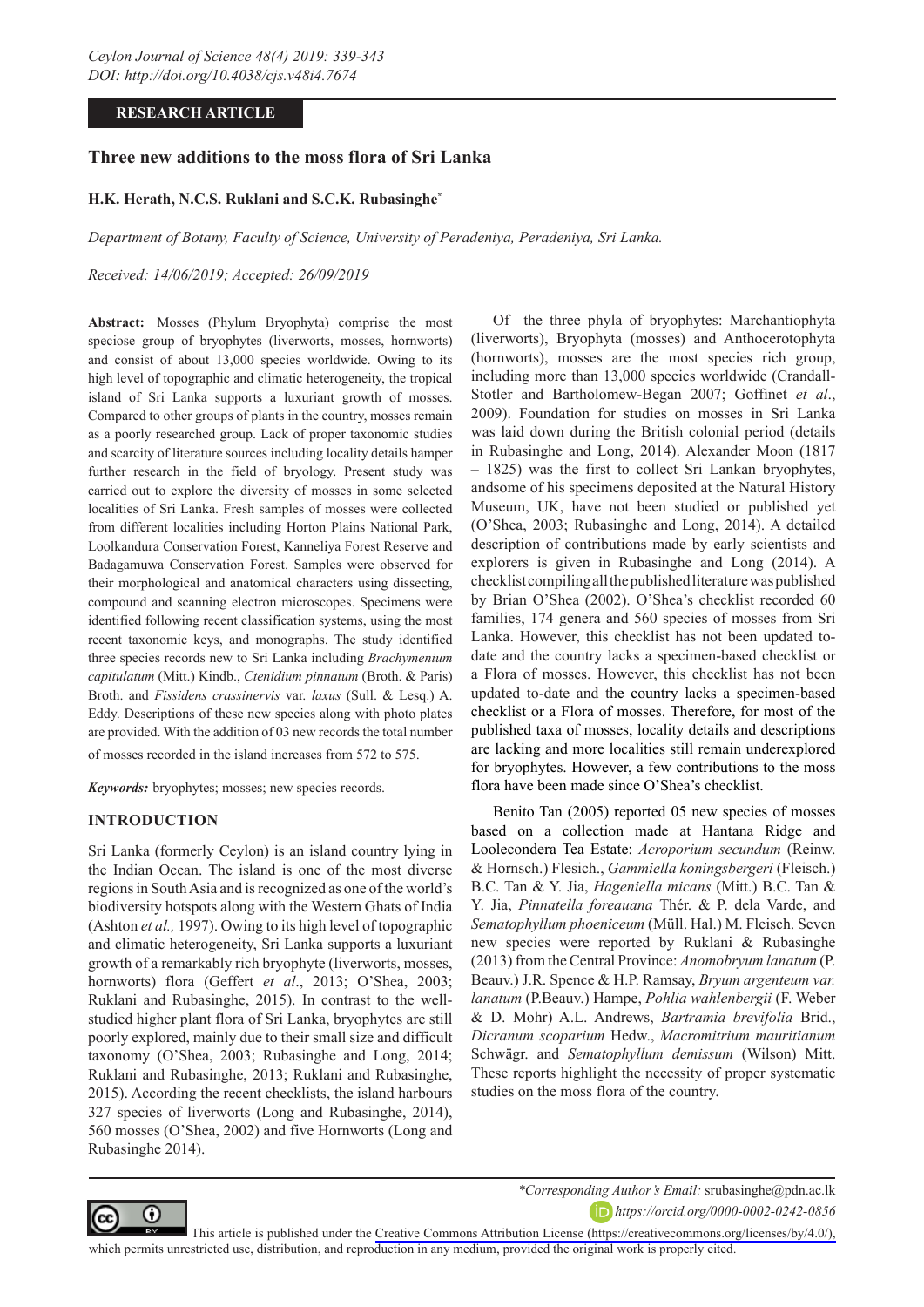**RESEARCH ARTICLE**

# Three new additions to the moss flora of Sri Lanka

**H.K. Herath, N.C.S. Ruklani and S.C.K. Rubasinghe***

*Department of Botany, Faculty of Science, University of Peradeniya, Peradeniya, Sri Lanka.*

*Received: 14/06/2019; Accepted: 26/09/2019*

**Abstract:** Mosses (Phylum Bryophyta) comprise the most speciose group of bryophytes (liverworts, mosses, hornworts) and consist of about 13,000 species worldwide. Owing to its high level of topographic and climatic heterogeneity, the tropical island of Sri Lanka supports a luxuriant growth of mosses. Compared to other groups of plants in the country, mosses remain as a poorly researched group. Lack of proper taxonomic studies and scarcity of literature sources including locality details hamper further research in the field of bryology. Present study was carried out to explore the diversity of mosses in some selected localities of Sri Lanka. Fresh samples of mosses were collected from different localities including Horton Plains National Park, Loolkandura Conservation Forest, Kanneliya Forest Reserve and Badagamuwa Conservation Forest. Samples were observed for their morphological and anatomical characters using dissecting, compound and scanning electron microscopes. Specimens were identified following recent classification systems, using the most recent taxonomic keys, and monographs. The study identified three species records new to Sri Lanka including *Brachymenium capitulatum* (Mitt.) Kindb., *Ctenidium pinnatum* (Broth. & Paris) Broth. and *Fissidens crassinervis* var. *laxus* (Sull. & Lesq.) A. Eddy. Descriptions of these new species along with photo plates are provided. With the addition of 03 new records the total number of mosses recorded in the island increases from 572 to 575.

***Keywords:*** bryophytes; mosses; new species records.

## INTRODUCTION

Sri Lanka (formerly Ceylon) is an island country lying in the Indian Ocean. The island is one of the most diverse regions in South Asia and is recognized as one of the world's biodiversity hotspots along with the Western Ghats of India (Ashton *et al.,* 1997). Owing to its high level of topographic and climatic heterogeneity, Sri Lanka supports a luxuriant growth of a remarkably rich bryophyte (liverworts, mosses, hornworts) flora (Geffert *et al*., 2013; O'Shea, 2003; Ruklani and Rubasinghe, 2015). In contrast to the well-studied higher plant flora of Sri Lanka, bryophytes are still poorly explored, mainly due to their small size and difficult taxonomy (O'Shea, 2003; Rubasinghe and Long, 2014; Ruklani and Rubasinghe, 2013; Ruklani and Rubasinghe, 2015). According the recent checklists, the island harbours 327 species of liverworts (Long and Rubasinghe, 2014), 560 mosses (O'Shea, 2002) and five Hornworts (Long and Rubasinghe 2014).

Of the three phyla of bryophytes: Marchantiophyta (liverworts), Bryophyta (mosses) and Anthocerotophyta (hornworts), mosses are the most species rich group, including more than 13,000 species worldwide (Crandall-Stotler and Bartholomew-Began 2007; Goffinet *et al*., 2009). Foundation for studies on mosses in Sri Lanka was laid down during the British colonial period (details in Rubasinghe and Long, 2014). Alexander Moon (1817 – 1825) was the first to collect Sri Lankan bryophytes, andsome of his specimens deposited at the Natural History Museum, UK, have not been studied or published yet (O'Shea, 2003; Rubasinghe and Long, 2014). A detailed description of contributions made by early scientists and explorers is given in Rubasinghe and Long (2014). A checklist compiling all the published literature was published by Brian O'Shea (2002). O'Shea's checklist recorded 60 families, 174 genera and 560 species of mosses from Sri Lanka. However, this checklist has not been updated to-date and the country lacks a specimen-based checklist or a Flora of mosses. However, this checklist has not been updated to-date and the country lacks a specimen-based checklist or a Flora of mosses. Therefore, for most of the published taxa of mosses, locality details and descriptions are lacking and more localities still remain underexplored for bryophytes. However, a few contributions to the moss flora have been made since O'Shea's checklist.

Benito Tan (2005) reported 05 new species of mosses based on a collection made at Hantana Ridge and Loolecondera Tea Estate: *Acroporium secundum* (Reinw. & Hornsch.) Flesich., *Gammiella koningsbergeri* (Fleisch.) B.C. Tan & Y. Jia, *Hageniella micans* (Mitt.) B.C. Tan & Y. Jia, *Pinnatella foreauana* Thér. & P. dela Varde, and *Sematophyllum phoeniceum* (Müll. Hal.) M. Fleisch. Seven new species were reported by Ruklani & Rubasinghe (2013) from the Central Province: *Anomobryum lanatum* (P. Beauv.) J.R. Spence & H.P. Ramsay, *Bryum argenteum var. lanatum* (P.Beauv.) Hampe, *Pohlia wahlenbergii* (F. Weber & D. Mohr) A.L. Andrews, *Bartramia brevifolia* Brid., *Dicranum scoparium* Hedw., *Macromitrium mauritianum* Schwägr. and *Sematophyllum demissum* (Wilson) Mitt. These reports highlight the necessity of proper systematic studies on the moss flora of the country.

**Corresponding Author's Email:* srubasinghe@pdn.ac.lk

https://orcid.org/0000-0002-0242-0856

This article is published under the Creative Commons Attribution License (https://creativecommons.org/licenses/by/4.0/), which permits unrestricted use, distribution, and reproduction in any medium, provided the original work is properly cited.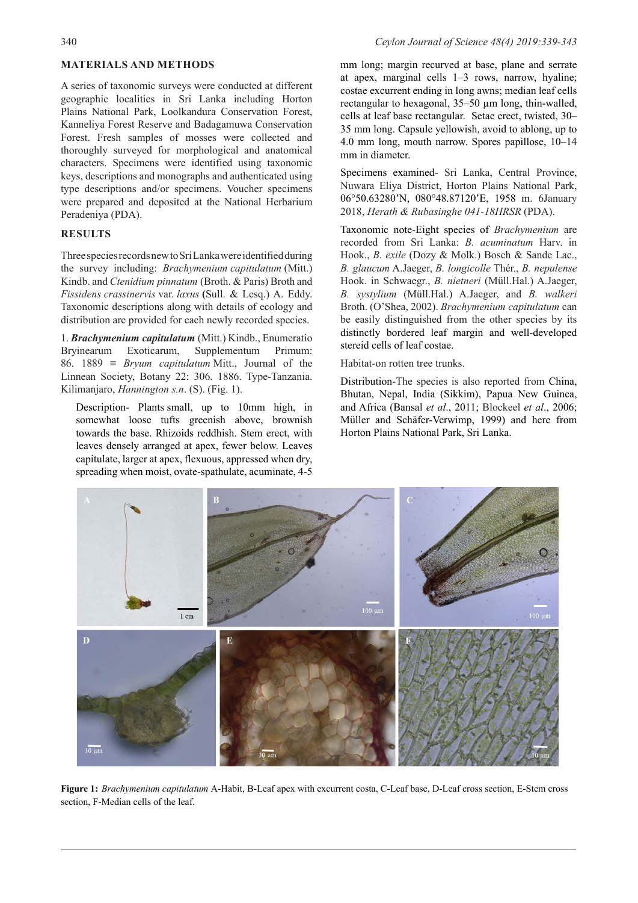## MATERIALS AND METHODS

A series of taxonomic surveys were conducted at different geographic localities in Sri Lanka including Horton Plains National Park, Loolkandura Conservation Forest, Kanneliya Forest Reserve and Badagamuwa Conservation Forest. Fresh samples of mosses were collected and thoroughly surveyed for morphological and anatomical characters. Specimens were identified using taxonomic keys, descriptions and monographs and authenticated using type descriptions and/or specimens. Voucher specimens were prepared and deposited at the National Herbarium Peradeniya (PDA).

## RESULTS

Three species records new to Sri Lanka were identified during the survey including: *Brachymenium capitulatum* (Mitt.) Kindb. and *Ctenidium pinnatum* (Broth. & Paris) Broth and *Fissidens crassinervis* var. *laxus* (Sull. & Lesq.) A. Eddy. Taxonomic descriptions along with details of ecology and distribution are provided for each newly recorded species.

1. ***Brachymenium capitulatum*** (Mitt.) Kindb., Enumeratio Bryinearum Exoticarum, Supplementum Primum: 86. 1889 ≡ *Bryum capitulatum* Mitt., Journal of the Linnean Society, Botany 22: 306. 1886. Type-Tanzania. Kilimanjaro, *Hannington s.n*. (S). (Fig. 1).

Description- Plants small, up to 10mm high, in somewhat loose tufts greenish above, brownish towards the base. Rhizoids reddhish. Stem erect, with leaves densely arranged at apex, fewer below. Leaves capitulate, larger at apex, flexuous, appressed when dry, spreading when moist, ovate-spathulate, acuminate, 4-5 mm long; margin recurved at base, plane and serrate at apex, marginal cells 1–3 rows, narrow, hyaline; costae excurrent ending in long awns; median leaf cells rectangular to hexagonal, 35–50 µm long, thin-walled, cells at leaf base rectangular. Setae erect, twisted, 30–35 mm long. Capsule yellowish, avoid to ablong, up to 4.0 mm long, mouth narrow. Spores papillose, 10–14 mm in diameter.

Specimens examined- Sri Lanka, Central Province, Nuwara Eliya District, Horton Plains National Park, 06°50.63280'N, 080°48.87120'E, 1958 m. 6January 2018, *Herath & Rubasinghe 041-18HRSR* (PDA).

Taxonomic note-Eight species of *Brachymenium* are recorded from Sri Lanka: *B. acuminatum* Harv. in Hook., *B. exile* (Dozy & Molk.) Bosch & Sande Lac., *B. glaucum* A.Jaeger, *B. longicolle* Thér., *B. nepalense* Hook. in Schwaegr., *B. nietneri* (Müll.Hal.) A.Jaeger, *B. systylium* (Müll.Hal.) A.Jaeger, and *B. walkeri* Broth. (O'Shea, 2002). *Brachymenium capitulatum* can be easily distinguished from the other species by its distinctly bordered leaf margin and well-developed stereid cells of leaf costae.

Habitat-on rotten tree trunks.

Distribution-The species is also reported from China, Bhutan, Nepal, India (Sikkim), Papua New Guinea, and Africa (Bansal *et al*., 2011; Blockeel *et al*., 2006; Müller and Schäfer-Verwimp, 1999) and here from Horton Plains National Park, Sri Lanka.

**Figure 1:** *Brachymenium capitulatum* A-Habit, B-Leaf apex with excurrent costa, C-Leaf base, D-Leaf cross section, E-Stem cross section, F-Median cells of the leaf.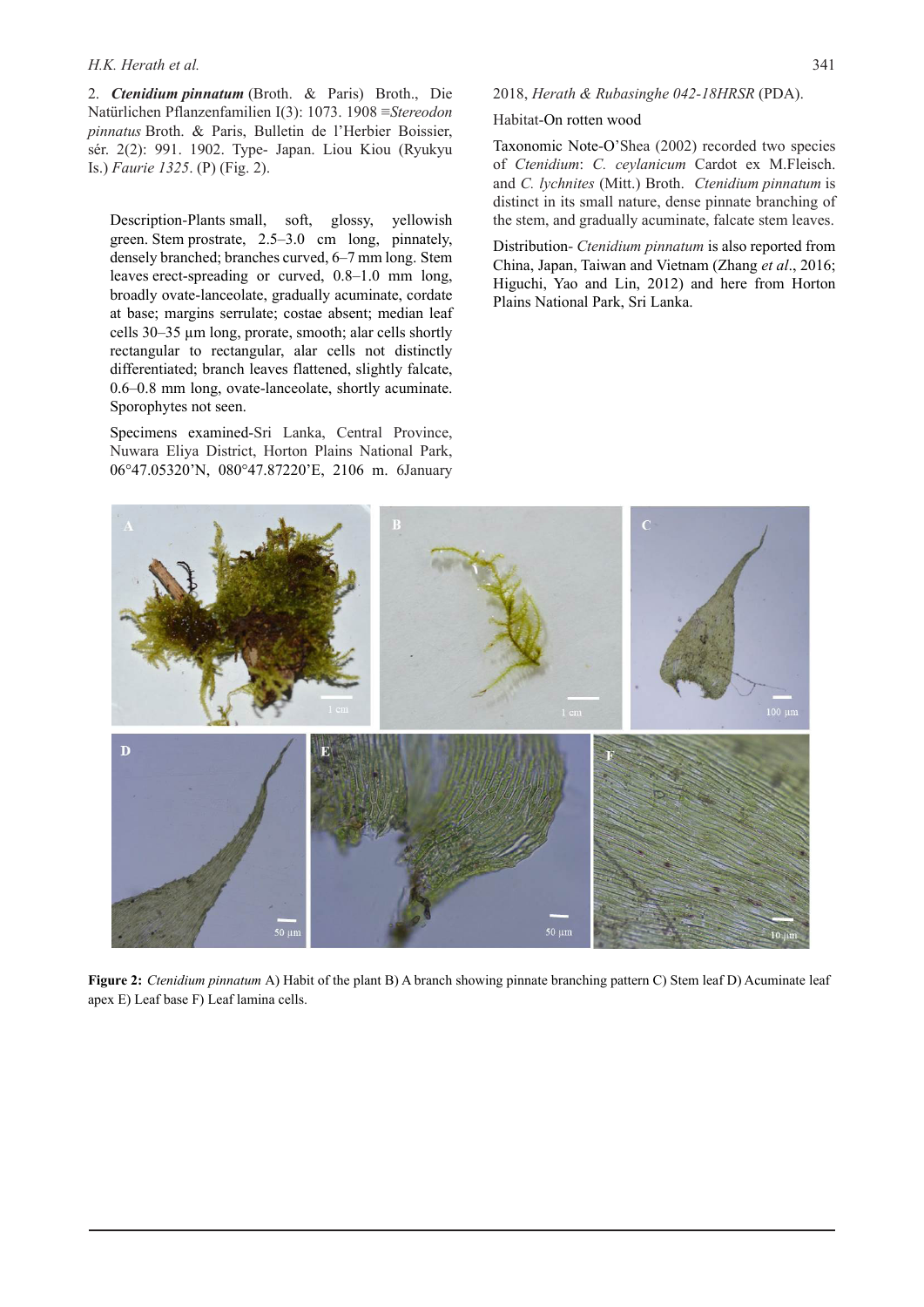2. ***Ctenidium pinnatum*** (Broth. & Paris) Broth., Die Natürlichen Pflanzenfamilien I(3): 1073. 1908 ≡*Stereodon pinnatus* Broth. & Paris, Bulletin de l'Herbier Boissier, sér. 2(2): 991. 1902. Type- Japan. Liou Kiou (Ryukyu Is.) *Faurie 1325*. (P) (Fig. 2).

Description-Plants small, soft, glossy, yellowish green. Stem prostrate, 2.5–3.0 cm long, pinnately, densely branched; branches curved, 6–7 mm long. Stem leaves erect-spreading or curved, 0.8–1.0 mm long, broadly ovate-lanceolate, gradually acuminate, cordate at base; margins serrulate; costae absent; median leaf cells 30–35 µm long, prorate, smooth; alar cells shortly rectangular to rectangular, alar cells not distinctly differentiated; branch leaves flattened, slightly falcate, 0.6–0.8 mm long, ovate-lanceolate, shortly acuminate. Sporophytes not seen.

Specimens examined-Sri Lanka, Central Province, Nuwara Eliya District, Horton Plains National Park, 06°47.05320'N, 080°47.87220'E, 2106 m. 6January 2018, *Herath & Rubasinghe 042-18HRSR* (PDA).

Habitat-On rotten wood

Taxonomic Note-O'Shea (2002) recorded two species of *Ctenidium*: *C. ceylanicum* Cardot ex M.Fleisch. and *C. lychnites* (Mitt.) Broth. *Ctenidium pinnatum* is distinct in its small nature, dense pinnate branching of the stem, and gradually acuminate, falcate stem leaves.

Distribution- *Ctenidium pinnatum* is also reported from China, Japan, Taiwan and Vietnam (Zhang *et al*., 2016; Higuchi, Yao and Lin, 2012) and here from Horton Plains National Park, Sri Lanka.

**Figure 2:** *Ctenidium pinnatum* A) Habit of the plant B) A branch showing pinnate branching pattern C) Stem leaf D) Acuminate leaf apex E) Leaf base F) Leaf lamina cells.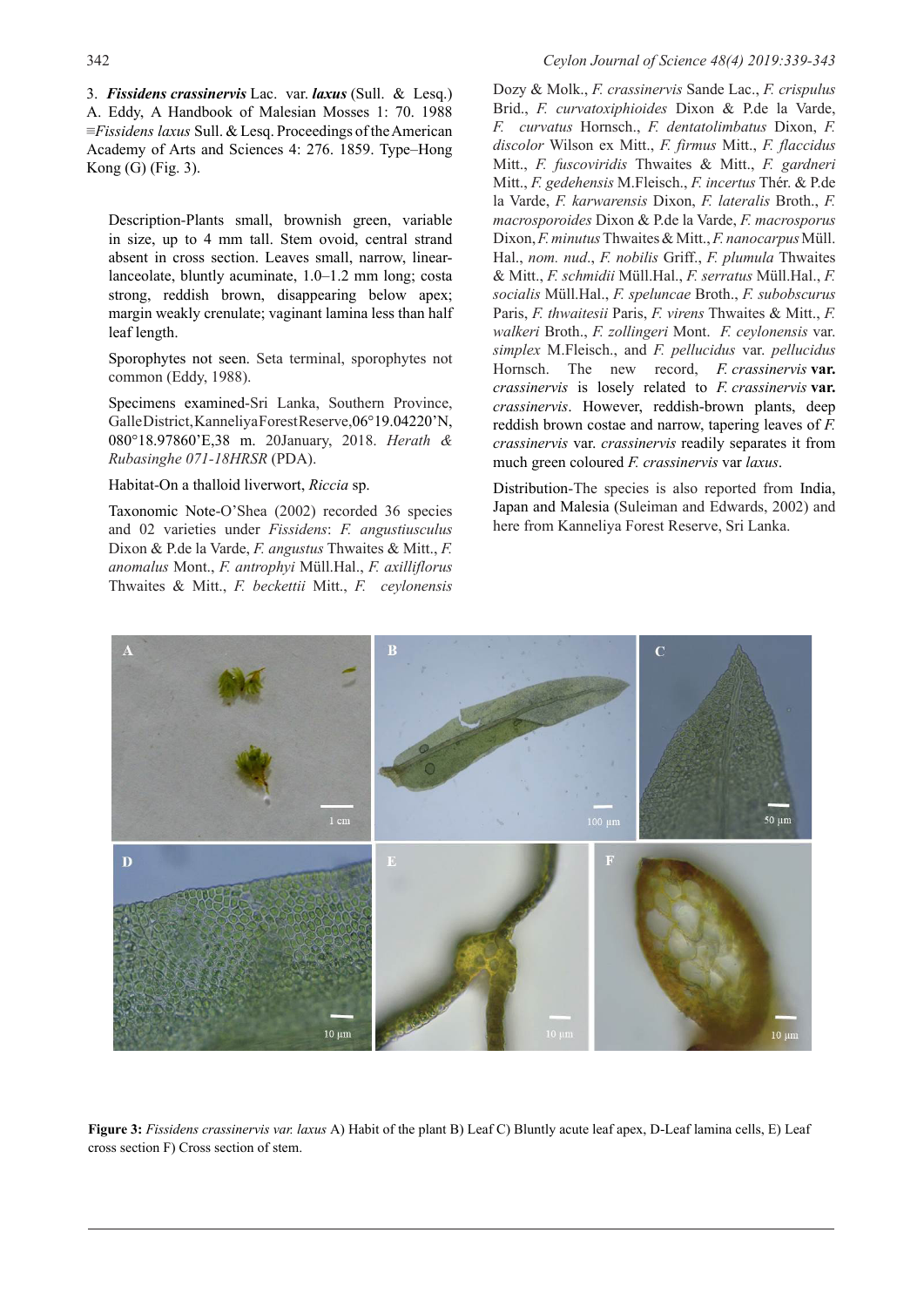3. ***Fissidens crassinervis*** Lac. var. ***laxus*** (Sull. & Lesq.) A. Eddy, A Handbook of Malesian Mosses 1: 70. 1988 ≡*Fissidens laxus* Sull. & Lesq. Proceedings of the American Academy of Arts and Sciences 4: 276. 1859. Type–Hong Kong (G) (Fig. 3).

Description-Plants small, brownish green, variable in size, up to 4 mm tall. Stem ovoid, central strand absent in cross section. Leaves small, narrow, linear-lanceolate, bluntly acuminate, 1.0–1.2 mm long; costa strong, reddish brown, disappearing below apex; margin weakly crenulate; vaginant lamina less than half leaf length.

Sporophytes not seen. Seta terminal, sporophytes not common (Eddy, 1988).

Specimens examined-Sri Lanka, Southern Province, Galle District, Kanneliya Forest Reserve, 06°19.04220'N, 080°18.97860'E, 38 m. 20January, 2018. *Herath & Rubasinghe 071-18HRSR* (PDA).

Habitat-On a thalloid liverwort, *Riccia* sp.

Taxonomic Note-O'Shea (2002) recorded 36 species and 02 varieties under *Fissidens*: *F. angustiusculus* Dixon & P.de la Varde, *F. angustus* Thwaites & Mitt., *F. anomalus* Mont., *F. antrophyi* Müll.Hal., *F. axilliflorus* Thwaites & Mitt., *F. beckettii* Mitt., *F. ceylonensis* Dozy & Molk., *F. crassinervis* Sande Lac., *F. crispulus* Brid., *F. curvatoxiphioides* Dixon & P.de la Varde, *F. curvatus* Hornsch., *F. dentatolimbatus* Dixon, *F. discolor* Wilson ex Mitt., *F. firmus* Mitt., *F. flaccidus* Mitt., *F. fuscoviridis* Thwaites & Mitt., *F. gardneri* Mitt., *F. gedehensis* M.Fleisch., *F. incertus* Thér. & P.de la Varde, *F. karwarensis* Dixon, *F. lateralis* Broth., *F. macrosporoides* Dixon & P.de la Varde, *F. macrosporus* Dixon, *F. minutus* Thwaites & Mitt., *F. nanocarpus* Müll. Hal., *nom. nud*., *F. nobilis* Griff., *F. plumula* Thwaites & Mitt., *F. schmidii* Müll.Hal., *F. serratus* Müll.Hal., *F. socialis* Müll.Hal., *F. speluncae* Broth., *F. subobscurus* Paris, *F. thwaitesii* Paris, *F. virens* Thwaites & Mitt., *F. walkeri* Broth., *F. zollingeri* Mont. *F. ceylonensis* var. *simplex* M.Fleisch., and *F. pellucidus* var. *pellucidus* Hornsch. The new record, *F. crassinervis* **var.** *crassinervis* is losely related to *F. crassinervis* **var.** *crassinervis*. However, reddish-brown plants, deep reddish brown costae and narrow, tapering leaves of *F. crassinervis* var. *crassinervis* readily separates it from much green coloured *F. crassinervis* var *laxus*.

Distribution-The species is also reported from India, Japan and Malesia (Suleiman and Edwards, 2002) and here from Kanneliya Forest Reserve, Sri Lanka.

**Figure 3:** *Fissidens crassinervis var. laxus* A) Habit of the plant B) Leaf C) Bluntly acute leaf apex, D-Leaf lamina cells, E) Leaf cross section F) Cross section of stem.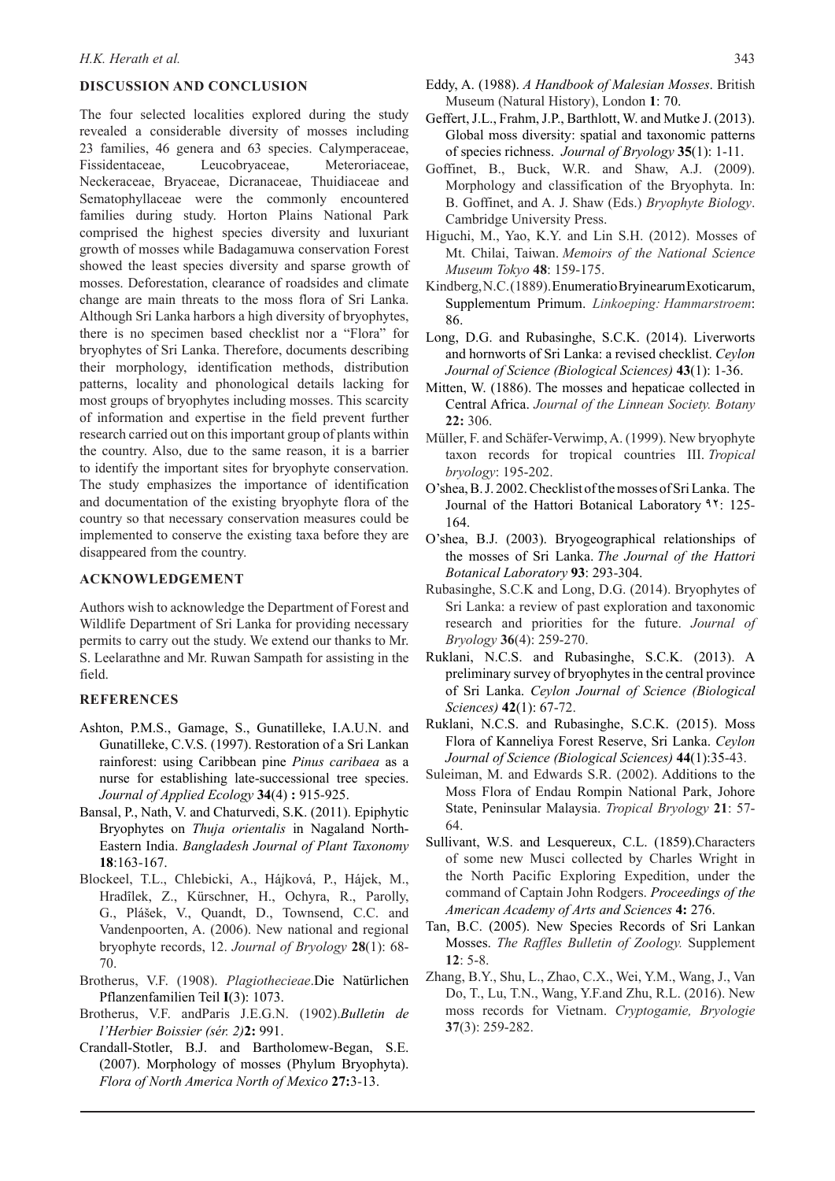## DISCUSSION AND CONCLUSION

The four selected localities explored during the study revealed a considerable diversity of mosses including 23 families, 46 genera and 63 species. Calymperaceae, Fissidentaceae, Leucobryaceae, Meteroriaceae, Neckeraceae, Bryaceae, Dicranaceae, Thuidiaceae and Sematophyllaceae were the commonly encountered families during study. Horton Plains National Park comprised the highest species diversity and luxuriant growth of mosses while Badagamuwa conservation Forest showed the least species diversity and sparse growth of mosses. Deforestation, clearance of roadsides and climate change are main threats to the moss flora of Sri Lanka. Although Sri Lanka harbors a high diversity of bryophytes, there is no specimen based checklist nor a "Flora" for bryophytes of Sri Lanka. Therefore, documents describing their morphology, identification methods, distribution patterns, locality and phonological details lacking for most groups of bryophytes including mosses. This scarcity of information and expertise in the field prevent further research carried out on this important group of plants within the country. Also, due to the same reason, it is a barrier to identify the important sites for bryophyte conservation. The study emphasizes the importance of identification and documentation of the existing bryophyte flora of the country so that necessary conservation measures could be implemented to conserve the existing taxa before they are disappeared from the country.

## ACKNOWLEDGEMENT

Authors wish to acknowledge the Department of Forest and Wildlife Department of Sri Lanka for providing necessary permits to carry out the study. We extend our thanks to Mr. S. Leelarathne and Mr. Ruwan Sampath for assisting in the field.

## REFERENCES

Ashton, P.M.S., Gamage, S., Gunatilleke, I.A.U.N. and Gunatilleke, C.V.S. (1997). Restoration of a Sri Lankan rainforest: using Caribbean pine *Pinus caribaea* as a nurse for establishing late-successional tree species. *Journal of Applied Ecology* **34**(4) **:** 915-925.

Bansal, P., Nath, V. and Chaturvedi, S.K. (2011). Epiphytic Bryophytes on *Thuja orientalis* in Nagaland North-Eastern India. *Bangladesh Journal of Plant Taxonomy* **18**:163-167.

Blockeel, T.L., Chlebicki, A., Hájková, P., Hájek, M., Hradîlek, Z., Kürschner, H., Ochyra, R., Parolly, G., Plášek, V., Quandt, D., Townsend, C.C. and Vandenpoorten, A. (2006). New national and regional bryophyte records, 12. *Journal of Bryology* **28**(1): 68-70.

Brotherus, V.F. (1908). *Plagiothecieae*.Die Natürlichen Pflanzenfamilien Teil **I**(3): 1073.

Brotherus, V.F. andParis J.E.G.N. (1902).*Bulletin de l'Herbier Boissier (sér. 2)***2:** 991.

Crandall-Stotler, B.J. and Bartholomew-Began, S.E. (2007). Morphology of mosses (Phylum Bryophyta). *Flora of North America North of Mexico* **27:**3-13.

Eddy, A. (1988). *A Handbook of Malesian Mosses*. British Museum (Natural History), London **1**: 70.

Geffert, J.L., Frahm, J.P., Barthlott, W. and Mutke J. (2013). Global moss diversity: spatial and taxonomic patterns of species richness. *Journal of Bryology* **35**(1): 1-11.

Goffinet, B., Buck, W.R. and Shaw, A.J. (2009). Morphology and classification of the Bryophyta. In: B. Goffinet, and A. J. Shaw (Eds.) *Bryophyte Biology*. Cambridge University Press.

Higuchi, M., Yao, K.Y. and Lin S.H. (2012). Mosses of Mt. Chilai, Taiwan. *Memoirs of the National Science Museum Tokyo* **48**: 159-175.

Kindberg, N.C. (1889). Enumeratio Bryinearum Exoticarum, Supplementum Primum. *Linkoeping: Hammarstroem*: 86.

Long, D.G. and Rubasinghe, S.C.K. (2014). Liverworts and hornworts of Sri Lanka: a revised checklist. *Ceylon Journal of Science (Biological Sciences)* **43**(1): 1-36.

Mitten, W. (1886). The mosses and hepaticae collected in Central Africa. *Journal of the Linnean Society. Botany* **22:** 306.

Müller, F. and Schäfer-Verwimp, A. (1999). New bryophyte taxon records for tropical countries III. *Tropical bryology*: 195-202.

O'shea, B.J. 2002. Checklist of the mosses of Sri Lanka. The Journal of the Hattori Botanical Laboratory ٩٢: 125-164.

O'shea, B.J. (2003). Bryogeographical relationships of the mosses of Sri Lanka. *The Journal of the Hattori Botanical Laboratory* **93**: 293-304.

Rubasinghe, S.C.K and Long, D.G. (2014). Bryophytes of Sri Lanka: a review of past exploration and taxonomic research and priorities for the future. *Journal of Bryology* **36**(4): 259-270.

Ruklani, N.C.S. and Rubasinghe, S.C.K. (2013). A preliminary survey of bryophytes in the central province of Sri Lanka. *Ceylon Journal of Science (Biological Sciences)* **42**(1): 67-72.

Ruklani, N.C.S. and Rubasinghe, S.C.K. (2015). Moss Flora of Kanneliya Forest Reserve, Sri Lanka. *Ceylon Journal of Science (Biological Sciences)* **44**(1):35-43.

Suleiman, M. and Edwards S.R. (2002). Additions to the Moss Flora of Endau Rompin National Park, Johore State, Peninsular Malaysia. *Tropical Bryology* **21**: 57-64.

Sullivant, W.S. and Lesquereux, C.L. (1859).Characters of some new Musci collected by Charles Wright in the North Pacific Exploring Expedition, under the command of Captain John Rodgers. *Proceedings of the American Academy of Arts and Sciences* **4:** 276.

Tan, B.C. (2005). New Species Records of Sri Lankan Mosses. *The Raffles Bulletin of Zoology.* Supplement **12**: 5-8.

Zhang, B.Y., Shu, L., Zhao, C.X., Wei, Y.M., Wang, J., Van Do, T., Lu, T.N., Wang, Y.F.and Zhu, R.L. (2016). New moss records for Vietnam. *Cryptogamie, Bryologie* **37**(3): 259-282.